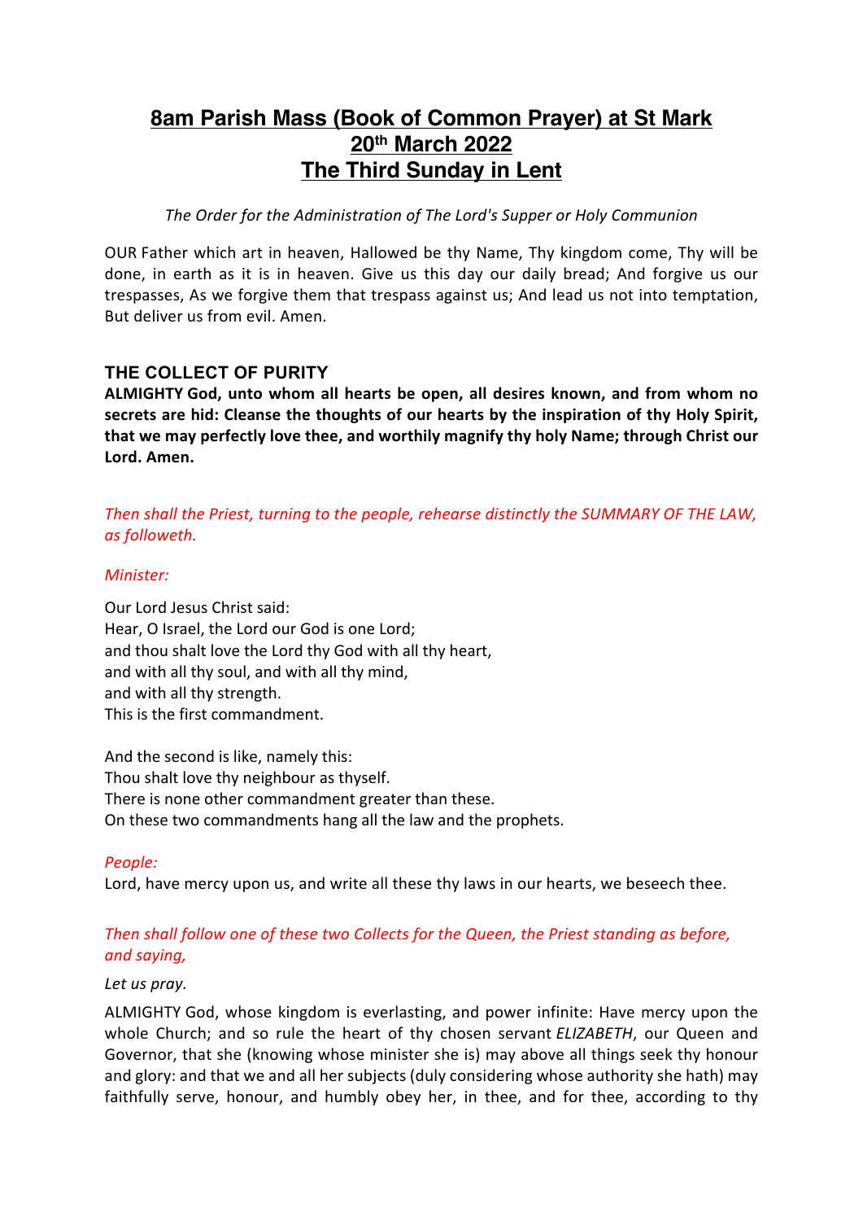# 8am Parish Mass (Book of Common Prayer) at St Mark
# 20th March 2022
# The Third Sunday in Lent

*The Order for the Administration of The Lord's Supper or Holy Communion*

OUR Father which art in heaven, Hallowed be thy Name, Thy kingdom come, Thy will be done, in earth as it is in heaven. Give us this day our daily bread; And forgive us our trespasses, As we forgive them that trespass against us; And lead us not into temptation, But deliver us from evil. Amen.

## THE COLLECT OF PURITY

**ALMIGHTY God, unto whom all hearts be open, all desires known, and from whom no secrets are hid: Cleanse the thoughts of our hearts by the inspiration of thy Holy Spirit, that we may perfectly love thee, and worthily magnify thy holy Name; through Christ our Lord. Amen.**

*Then shall the Priest, turning to the people, rehearse distinctly the SUMMARY OF THE LAW, as followeth.*

*Minister:*

Our Lord Jesus Christ said:
Hear, O Israel, the Lord our God is one Lord;
and thou shalt love the Lord thy God with all thy heart,
and with all thy soul, and with all thy mind,
and with all thy strength.
This is the first commandment.

And the second is like, namely this:
Thou shalt love thy neighbour as thyself.
There is none other commandment greater than these.
On these two commandments hang all the law and the prophets.

*People:*
Lord, have mercy upon us, and write all these thy laws in our hearts, we beseech thee.

*Then shall follow one of these two Collects for the Queen, the Priest standing as before, and saying,*

*Let us pray.*

ALMIGHTY God, whose kingdom is everlasting, and power infinite: Have mercy upon the whole Church; and so rule the heart of thy chosen servant *ELIZABETH*, our Queen and Governor, that she (knowing whose minister she is) may above all things seek thy honour and glory: and that we and all her subjects (duly considering whose authority she hath) may faithfully serve, honour, and humbly obey her, in thee, and for thee, according to thy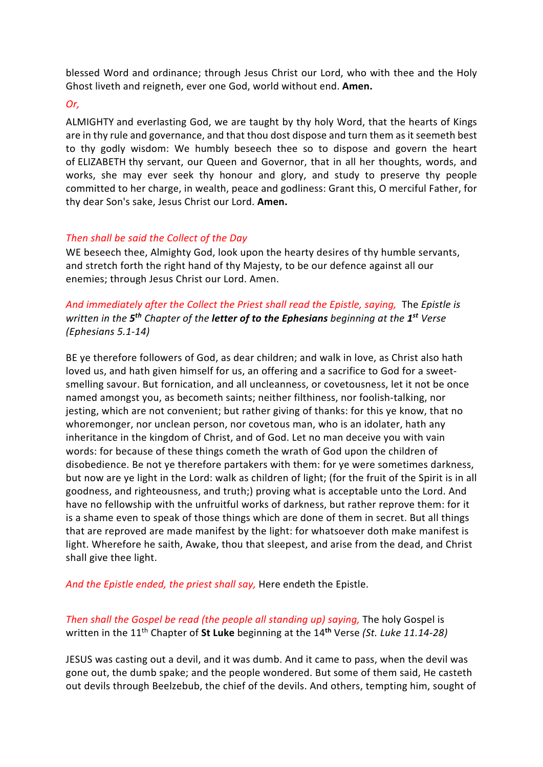blessed Word and ordinance; through Jesus Christ our Lord, who with thee and the Holy Ghost liveth and reigneth, ever one God, world without end. **Amen.**

*Or,*

ALMIGHTY and everlasting God, we are taught by thy holy Word, that the hearts of Kings are in thy rule and governance, and that thou dost dispose and turn them as it seemeth best to thy godly wisdom: We humbly beseech thee so to dispose and govern the heart of ELIZABETH thy servant, our Queen and Governor, that in all her thoughts, words, and works, she may ever seek thy honour and glory, and study to preserve thy people committed to her charge, in wealth, peace and godliness: Grant this, O merciful Father, for thy dear Son's sake, Jesus Christ our Lord. **Amen.**

*Then shall be said the Collect of the Day*

WE beseech thee, Almighty God, look upon the hearty desires of thy humble servants, and stretch forth the right hand of thy Majesty, to be our defence against all our enemies; through Jesus Christ our Lord. Amen.

*And immediately after the Collect the Priest shall read the Epistle, saying,* The *Epistle is written in the* ***5th*** *Chapter of the* ***letter of to the Ephesians*** *beginning at the* ***1st*** *Verse (Ephesians 5.1-14)*

BE ye therefore followers of God, as dear children; and walk in love, as Christ also hath loved us, and hath given himself for us, an offering and a sacrifice to God for a sweet-smelling savour. But fornication, and all uncleanness, or covetousness, let it not be once named amongst you, as becometh saints; neither filthiness, nor foolish-talking, nor jesting, which are not convenient; but rather giving of thanks: for this ye know, that no whoremonger, nor unclean person, nor covetous man, who is an idolater, hath any inheritance in the kingdom of Christ, and of God. Let no man deceive you with vain words: for because of these things cometh the wrath of God upon the children of disobedience. Be not ye therefore partakers with them: for ye were sometimes darkness, but now are ye light in the Lord: walk as children of light; (for the fruit of the Spirit is in all goodness, and righteousness, and truth;) proving what is acceptable unto the Lord. And have no fellowship with the unfruitful works of darkness, but rather reprove them: for it is a shame even to speak of those things which are done of them in secret. But all things that are reproved are made manifest by the light: for whatsoever doth make manifest is light. Wherefore he saith, Awake, thou that sleepest, and arise from the dead, and Christ shall give thee light.

*And the Epistle ended, the priest shall say,* Here endeth the Epistle.

*Then shall the Gospel be read (the people all standing up) saying,* The holy Gospel is written in the 11th Chapter of **St Luke** beginning at the **14th** Verse *(St. Luke 11.14-28)*

JESUS was casting out a devil, and it was dumb. And it came to pass, when the devil was gone out, the dumb spake; and the people wondered. But some of them said, He casteth out devils through Beelzebub, the chief of the devils. And others, tempting him, sought of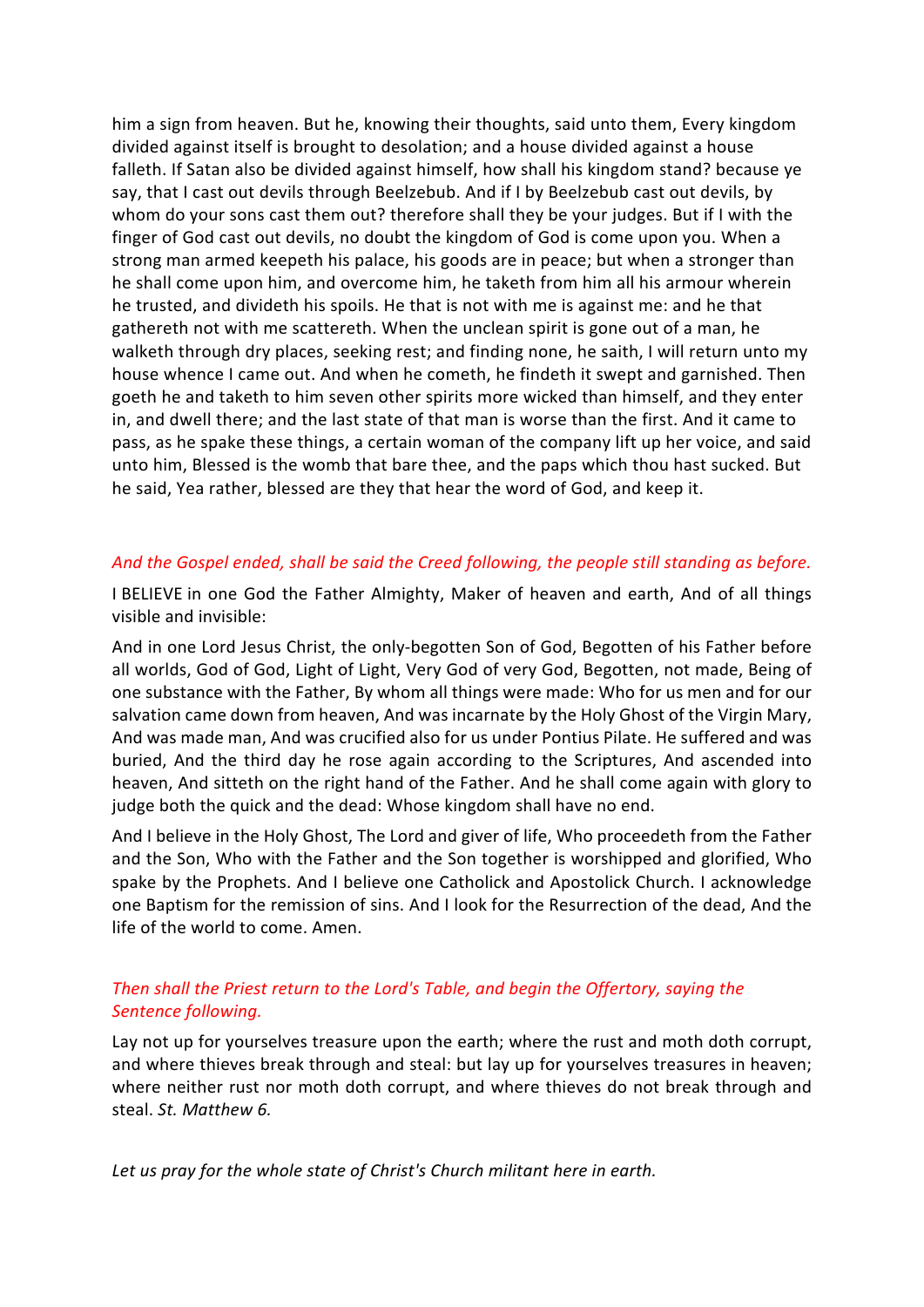him a sign from heaven. But he, knowing their thoughts, said unto them, Every kingdom divided against itself is brought to desolation; and a house divided against a house falleth. If Satan also be divided against himself, how shall his kingdom stand? because ye say, that I cast out devils through Beelzebub. And if I by Beelzebub cast out devils, by whom do your sons cast them out? therefore shall they be your judges. But if I with the finger of God cast out devils, no doubt the kingdom of God is come upon you. When a strong man armed keepeth his palace, his goods are in peace; but when a stronger than he shall come upon him, and overcome him, he taketh from him all his armour wherein he trusted, and divideth his spoils. He that is not with me is against me: and he that gathereth not with me scattereth. When the unclean spirit is gone out of a man, he walketh through dry places, seeking rest; and finding none, he saith, I will return unto my house whence I came out. And when he cometh, he findeth it swept and garnished. Then goeth he and taketh to him seven other spirits more wicked than himself, and they enter in, and dwell there; and the last state of that man is worse than the first. And it came to pass, as he spake these things, a certain woman of the company lift up her voice, and said unto him, Blessed is the womb that bare thee, and the paps which thou hast sucked. But he said, Yea rather, blessed are they that hear the word of God, and keep it.

*And the Gospel ended, shall be said the Creed following, the people still standing as before.*

I BELIEVE in one God the Father Almighty, Maker of heaven and earth, And of all things visible and invisible:

And in one Lord Jesus Christ, the only-begotten Son of God, Begotten of his Father before all worlds, God of God, Light of Light, Very God of very God, Begotten, not made, Being of one substance with the Father, By whom all things were made: Who for us men and for our salvation came down from heaven, And was incarnate by the Holy Ghost of the Virgin Mary, And was made man, And was crucified also for us under Pontius Pilate. He suffered and was buried, And the third day he rose again according to the Scriptures, And ascended into heaven, And sitteth on the right hand of the Father. And he shall come again with glory to judge both the quick and the dead: Whose kingdom shall have no end.

And I believe in the Holy Ghost, The Lord and giver of life, Who proceedeth from the Father and the Son, Who with the Father and the Son together is worshipped and glorified, Who spake by the Prophets. And I believe one Catholick and Apostolick Church. I acknowledge one Baptism for the remission of sins. And I look for the Resurrection of the dead, And the life of the world to come. Amen.

*Then shall the Priest return to the Lord's Table, and begin the Offertory, saying the Sentence following.*

Lay not up for yourselves treasure upon the earth; where the rust and moth doth corrupt, and where thieves break through and steal: but lay up for yourselves treasures in heaven; where neither rust nor moth doth corrupt, and where thieves do not break through and steal. *St. Matthew 6.*

*Let us pray for the whole state of Christ's Church militant here in earth.*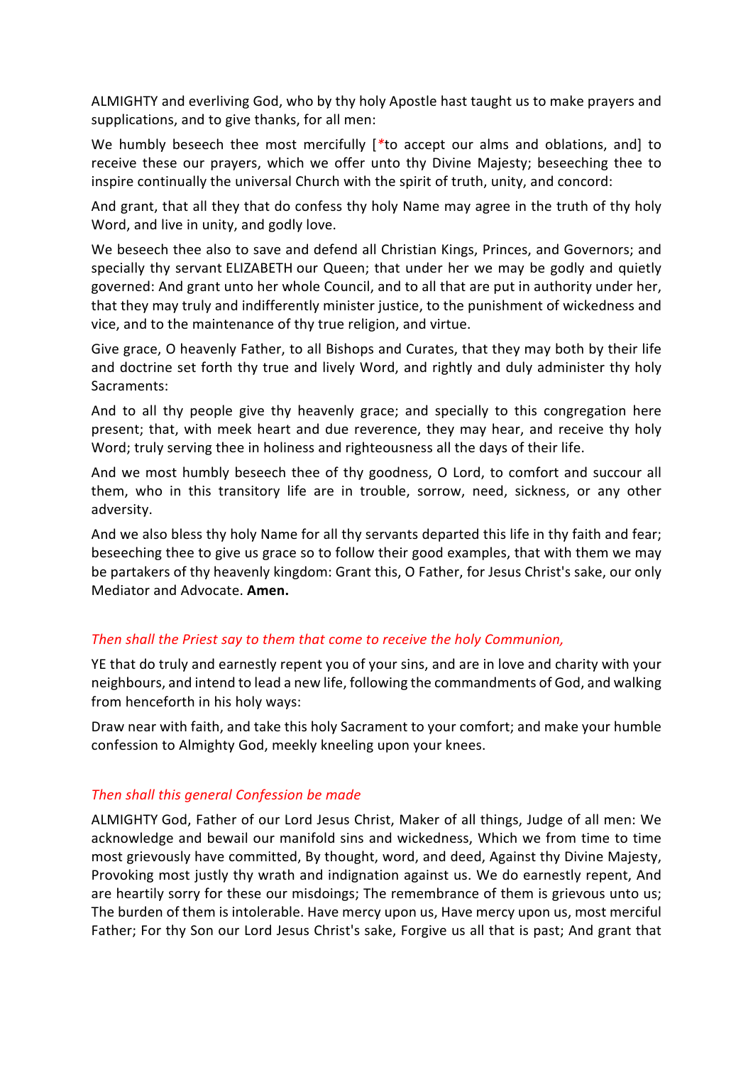ALMIGHTY and everliving God, who by thy holy Apostle hast taught us to make prayers and supplications, and to give thanks, for all men:

We humbly beseech thee most mercifully [*to accept our alms and oblations, and] to receive these our prayers, which we offer unto thy Divine Majesty; beseeching thee to inspire continually the universal Church with the spirit of truth, unity, and concord:

And grant, that all they that do confess thy holy Name may agree in the truth of thy holy Word, and live in unity, and godly love.

We beseech thee also to save and defend all Christian Kings, Princes, and Governors; and specially thy servant ELIZABETH our Queen; that under her we may be godly and quietly governed: And grant unto her whole Council, and to all that are put in authority under her, that they may truly and indifferently minister justice, to the punishment of wickedness and vice, and to the maintenance of thy true religion, and virtue.

Give grace, O heavenly Father, to all Bishops and Curates, that they may both by their life and doctrine set forth thy true and lively Word, and rightly and duly administer thy holy Sacraments:

And to all thy people give thy heavenly grace; and specially to this congregation here present; that, with meek heart and due reverence, they may hear, and receive thy holy Word; truly serving thee in holiness and righteousness all the days of their life.

And we most humbly beseech thee of thy goodness, O Lord, to comfort and succour all them, who in this transitory life are in trouble, sorrow, need, sickness, or any other adversity.

And we also bless thy holy Name for all thy servants departed this life in thy faith and fear; beseeching thee to give us grace so to follow their good examples, that with them we may be partakers of thy heavenly kingdom: Grant this, O Father, for Jesus Christ's sake, our only Mediator and Advocate. **Amen.**

*Then shall the Priest say to them that come to receive the holy Communion,*

YE that do truly and earnestly repent you of your sins, and are in love and charity with your neighbours, and intend to lead a new life, following the commandments of God, and walking from henceforth in his holy ways:

Draw near with faith, and take this holy Sacrament to your comfort; and make your humble confession to Almighty God, meekly kneeling upon your knees.

*Then shall this general Confession be made*

ALMIGHTY God, Father of our Lord Jesus Christ, Maker of all things, Judge of all men: We acknowledge and bewail our manifold sins and wickedness, Which we from time to time most grievously have committed, By thought, word, and deed, Against thy Divine Majesty, Provoking most justly thy wrath and indignation against us. We do earnestly repent, And are heartily sorry for these our misdoings; The remembrance of them is grievous unto us; The burden of them is intolerable. Have mercy upon us, Have mercy upon us, most merciful Father; For thy Son our Lord Jesus Christ's sake, Forgive us all that is past; And grant that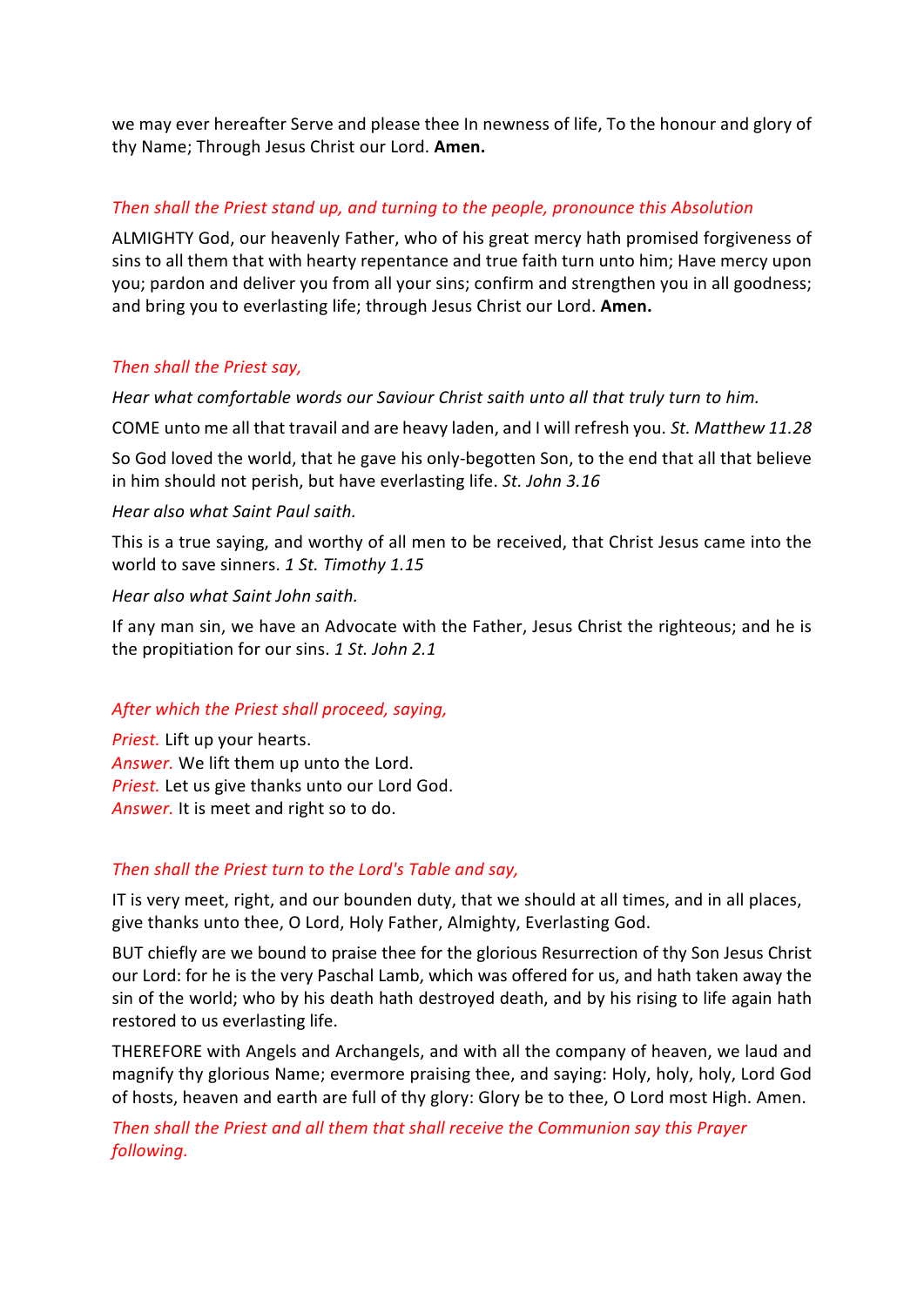we may ever hereafter Serve and please thee In newness of life, To the honour and glory of thy Name; Through Jesus Christ our Lord. **Amen.**

*Then shall the Priest stand up, and turning to the people, pronounce this Absolution*

ALMIGHTY God, our heavenly Father, who of his great mercy hath promised forgiveness of sins to all them that with hearty repentance and true faith turn unto him; Have mercy upon you; pardon and deliver you from all your sins; confirm and strengthen you in all goodness; and bring you to everlasting life; through Jesus Christ our Lord. **Amen.**

*Then shall the Priest say,*

*Hear what comfortable words our Saviour Christ saith unto all that truly turn to him.*

COME unto me all that travail and are heavy laden, and I will refresh you. *St. Matthew 11.28*

So God loved the world, that he gave his only-begotten Son, to the end that all that believe in him should not perish, but have everlasting life. *St. John 3.16*

*Hear also what Saint Paul saith.*

This is a true saying, and worthy of all men to be received, that Christ Jesus came into the world to save sinners. *1 St. Timothy 1.15*

*Hear also what Saint John saith.*

If any man sin, we have an Advocate with the Father, Jesus Christ the righteous; and he is the propitiation for our sins. *1 St. John 2.1*

*After which the Priest shall proceed, saying,*

*Priest.* Lift up your hearts.
*Answer.* We lift them up unto the Lord.
*Priest.* Let us give thanks unto our Lord God.
*Answer.* It is meet and right so to do.

*Then shall the Priest turn to the Lord's Table and say,*

IT is very meet, right, and our bounden duty, that we should at all times, and in all places, give thanks unto thee, O Lord, Holy Father, Almighty, Everlasting God.

BUT chiefly are we bound to praise thee for the glorious Resurrection of thy Son Jesus Christ our Lord: for he is the very Paschal Lamb, which was offered for us, and hath taken away the sin of the world; who by his death hath destroyed death, and by his rising to life again hath restored to us everlasting life.

THEREFORE with Angels and Archangels, and with all the company of heaven, we laud and magnify thy glorious Name; evermore praising thee, and saying: Holy, holy, holy, Lord God of hosts, heaven and earth are full of thy glory: Glory be to thee, O Lord most High. Amen.

*Then shall the Priest and all them that shall receive the Communion say this Prayer following.*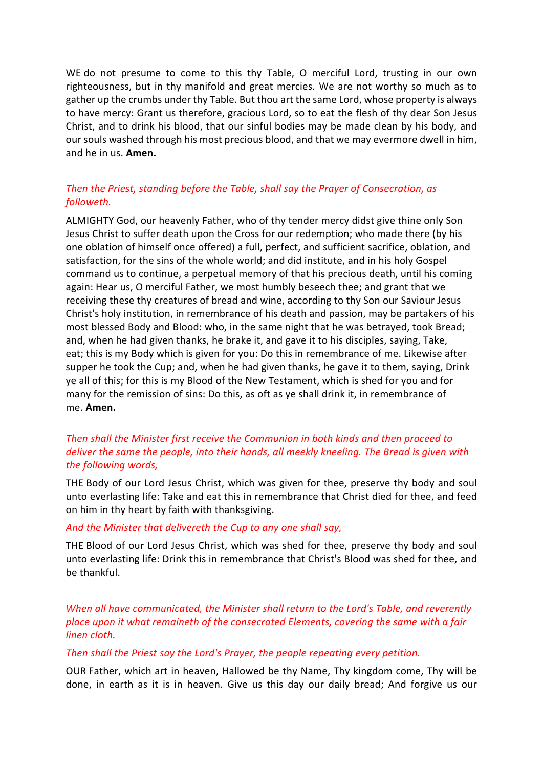WE do not presume to come to this thy Table, O merciful Lord, trusting in our own righteousness, but in thy manifold and great mercies. We are not worthy so much as to gather up the crumbs under thy Table. But thou art the same Lord, whose property is always to have mercy: Grant us therefore, gracious Lord, so to eat the flesh of thy dear Son Jesus Christ, and to drink his blood, that our sinful bodies may be made clean by his body, and our souls washed through his most precious blood, and that we may evermore dwell in him, and he in us. **Amen.**

*Then the Priest, standing before the Table, shall say the Prayer of Consecration, as followeth.*

ALMIGHTY God, our heavenly Father, who of thy tender mercy didst give thine only Son Jesus Christ to suffer death upon the Cross for our redemption; who made there (by his one oblation of himself once offered) a full, perfect, and sufficient sacrifice, oblation, and satisfaction, for the sins of the whole world; and did institute, and in his holy Gospel command us to continue, a perpetual memory of that his precious death, until his coming again: Hear us, O merciful Father, we most humbly beseech thee; and grant that we receiving these thy creatures of bread and wine, according to thy Son our Saviour Jesus Christ's holy institution, in remembrance of his death and passion, may be partakers of his most blessed Body and Blood: who, in the same night that he was betrayed, took Bread; and, when he had given thanks, he brake it, and gave it to his disciples, saying, Take, eat; this is my Body which is given for you: Do this in remembrance of me. Likewise after supper he took the Cup; and, when he had given thanks, he gave it to them, saying, Drink ye all of this; for this is my Blood of the New Testament, which is shed for you and for many for the remission of sins: Do this, as oft as ye shall drink it, in remembrance of me. **Amen.**

*Then shall the Minister first receive the Communion in both kinds and then proceed to deliver the same the people, into their hands, all meekly kneeling. The Bread is given with the following words,*

THE Body of our Lord Jesus Christ, which was given for thee, preserve thy body and soul unto everlasting life: Take and eat this in remembrance that Christ died for thee, and feed on him in thy heart by faith with thanksgiving.

*And the Minister that delivereth the Cup to any one shall say,*

THE Blood of our Lord Jesus Christ, which was shed for thee, preserve thy body and soul unto everlasting life: Drink this in remembrance that Christ's Blood was shed for thee, and be thankful.

*When all have communicated, the Minister shall return to the Lord's Table, and reverently place upon it what remaineth of the consecrated Elements, covering the same with a fair linen cloth.*

*Then shall the Priest say the Lord's Prayer, the people repeating every petition.*

OUR Father, which art in heaven, Hallowed be thy Name, Thy kingdom come, Thy will be done, in earth as it is in heaven. Give us this day our daily bread; And forgive us our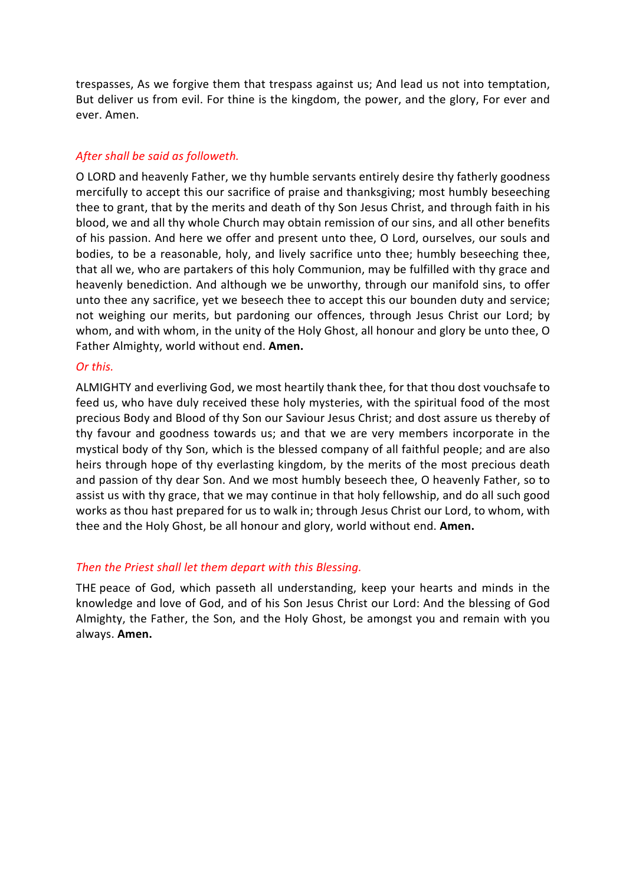trespasses, As we forgive them that trespass against us; And lead us not into temptation, But deliver us from evil. For thine is the kingdom, the power, and the glory, For ever and ever. Amen.

*After shall be said as followeth.*

O LORD and heavenly Father, we thy humble servants entirely desire thy fatherly goodness mercifully to accept this our sacrifice of praise and thanksgiving; most humbly beseeching thee to grant, that by the merits and death of thy Son Jesus Christ, and through faith in his blood, we and all thy whole Church may obtain remission of our sins, and all other benefits of his passion. And here we offer and present unto thee, O Lord, ourselves, our souls and bodies, to be a reasonable, holy, and lively sacrifice unto thee; humbly beseeching thee, that all we, who are partakers of this holy Communion, may be fulfilled with thy grace and heavenly benediction. And although we be unworthy, through our manifold sins, to offer unto thee any sacrifice, yet we beseech thee to accept this our bounden duty and service; not weighing our merits, but pardoning our offences, through Jesus Christ our Lord; by whom, and with whom, in the unity of the Holy Ghost, all honour and glory be unto thee, O Father Almighty, world without end. **Amen.**

*Or this.*

ALMIGHTY and everliving God, we most heartily thank thee, for that thou dost vouchsafe to feed us, who have duly received these holy mysteries, with the spiritual food of the most precious Body and Blood of thy Son our Saviour Jesus Christ; and dost assure us thereby of thy favour and goodness towards us; and that we are very members incorporate in the mystical body of thy Son, which is the blessed company of all faithful people; and are also heirs through hope of thy everlasting kingdom, by the merits of the most precious death and passion of thy dear Son. And we most humbly beseech thee, O heavenly Father, so to assist us with thy grace, that we may continue in that holy fellowship, and do all such good works as thou hast prepared for us to walk in; through Jesus Christ our Lord, to whom, with thee and the Holy Ghost, be all honour and glory, world without end. **Amen.**

*Then the Priest shall let them depart with this Blessing.*

THE peace of God, which passeth all understanding, keep your hearts and minds in the knowledge and love of God, and of his Son Jesus Christ our Lord: And the blessing of God Almighty, the Father, the Son, and the Holy Ghost, be amongst you and remain with you always. **Amen.**